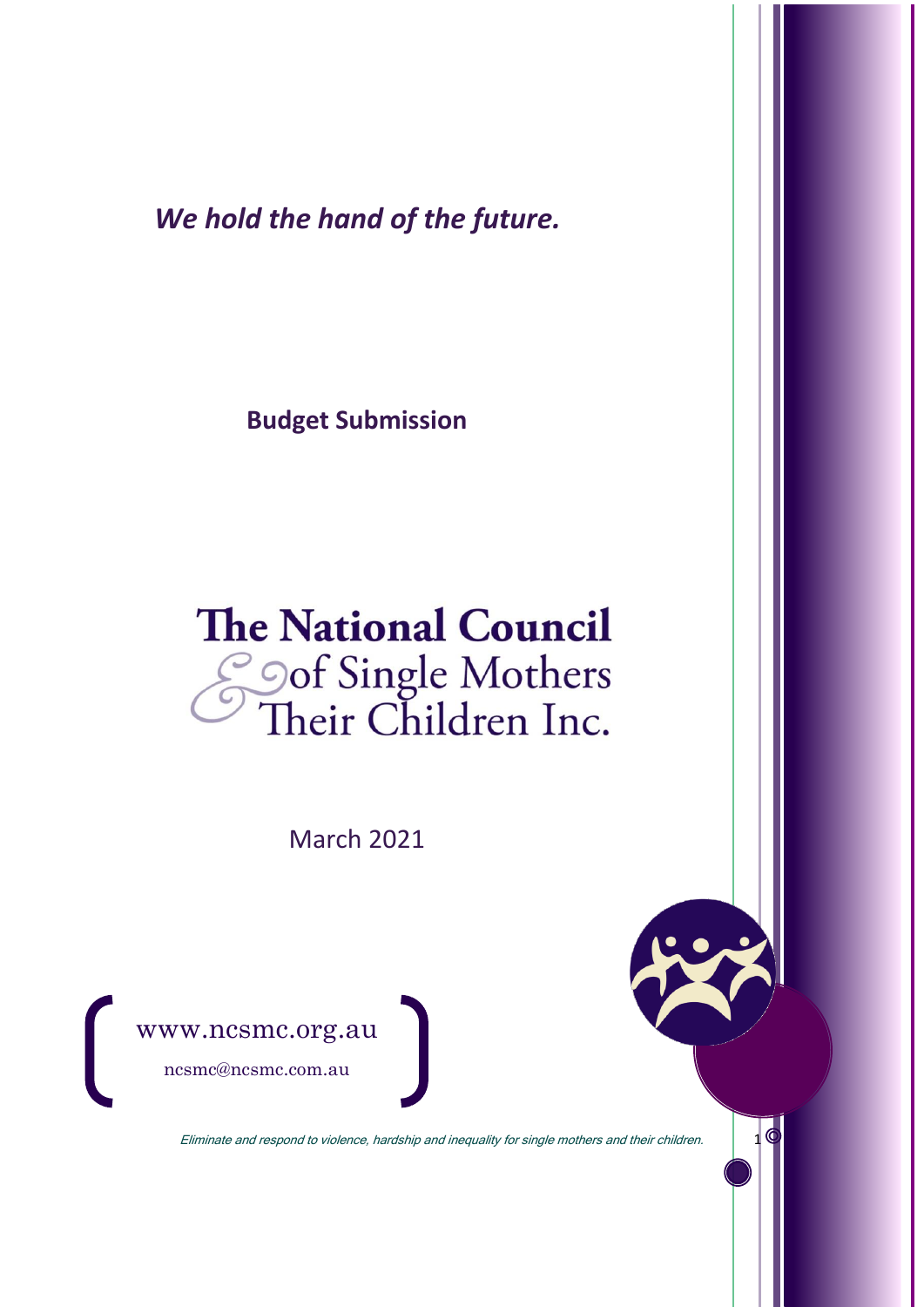*We hold the hand of the future.*

**Budget Submission**

# The National Council of Single Mothers & Their Children Inc.

March 2021

www.ncsmc.org.au

ncsmc@ncsmc.com.au

*Eliminate and respond to violence, hardship and inequality for single mothers and their children.*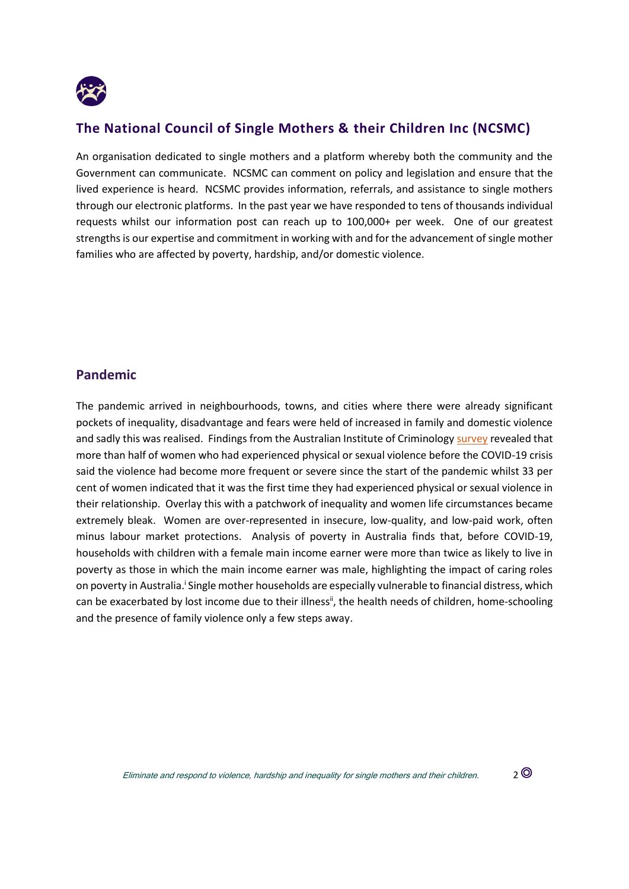## The National Council of Single Mothers & their Children Inc (NCSMC)

An organisation dedicated to single mothers and a platform whereby both the community and the Government can communicate. NCSMC can comment on policy and legislation and ensure that the lived experience is heard. NCSMC provides information, referrals, and assistance to single mothers through our electronic platforms. In the past year we have responded to tens of thousands individual requests whilst our information post can reach up to 100,000+ per week. One of our greatest strengths is our expertise and commitment in working with and for the advancement of single mother families who are affected by poverty, hardship, and/or domestic violence.

## Pandemic

The pandemic arrived in neighbourhoods, towns, and cities where there were already significant pockets of inequality, disadvantage and fears were held of increased in family and domestic violence and sadly this was realised. Findings from the Australian Institute of Criminology survey revealed that more than half of women who had experienced physical or sexual violence before the COVID-19 crisis said the violence had become more frequent or severe since the start of the pandemic whilst 33 per cent of women indicated that it was the first time they had experienced physical or sexual violence in their relationship. Overlay this with a patchwork of inequality and women life circumstances became extremely bleak. Women are over-represented in insecure, low-quality, and low-paid work, often minus labour market protections. Analysis of poverty in Australia finds that, before COVID-19, households with children with a female main income earner were more than twice as likely to live in poverty as those in which the main income earner was male, highlighting the impact of caring roles on poverty in Australia.[i] Single mother households are especially vulnerable to financial distress, which can be exacerbated by lost income due to their illness[ii], the health needs of children, home-schooling and the presence of family violence only a few steps away.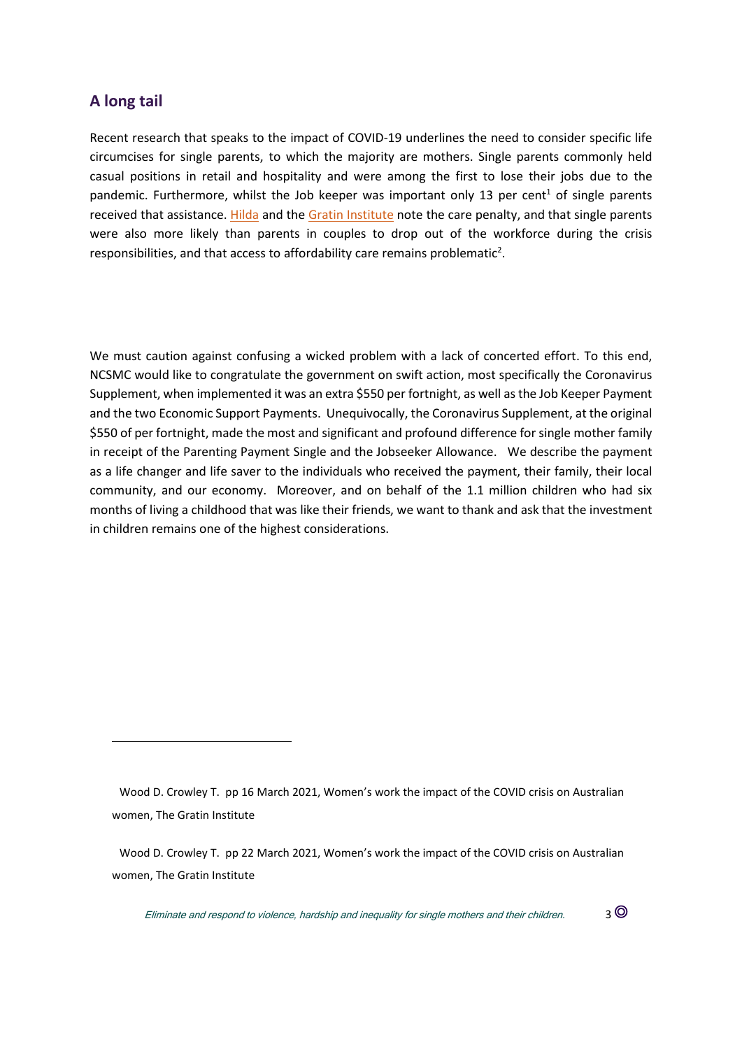## A long tail

Recent research that speaks to the impact of COVID-19 underlines the need to consider specific life circumcises for single parents, to which the majority are mothers. Single parents commonly held casual positions in retail and hospitality and were among the first to lose their jobs due to the pandemic. Furthermore, whilst the Job keeper was important only 13 per cent[1] of single parents received that assistance. Hilda and the Gratin Institute note the care penalty, and that single parents were also more likely than parents in couples to drop out of the workforce during the crisis responsibilities, and that access to affordability care remains problematic[2].

We must caution against confusing a wicked problem with a lack of concerted effort. To this end, NCSMC would like to congratulate the government on swift action, most specifically the Coronavirus Supplement, when implemented it was an extra $550 per fortnight, as well as the Job Keeper Payment and the two Economic Support Payments. Unequivocally, the Coronavirus Supplement, at the original $550 of per fortnight, made the most and significant and profound difference for single mother family in receipt of the Parenting Payment Single and the Jobseeker Allowance. We describe the payment as a life changer and life saver to the individuals who received the payment, their family, their local community, and our economy. Moreover, and on behalf of the 1.1 million children who had six months of living a childhood that was like their friends, we want to thank and ask that the investment in children remains one of the highest considerations.

---

[1] Wood D. Crowley T. pp 16 March 2021, Women's work the impact of the COVID crisis on Australian women, The Gratin Institute

[2] Wood D. Crowley T. pp 22 March 2021, Women's work the impact of the COVID crisis on Australian women, The Gratin Institute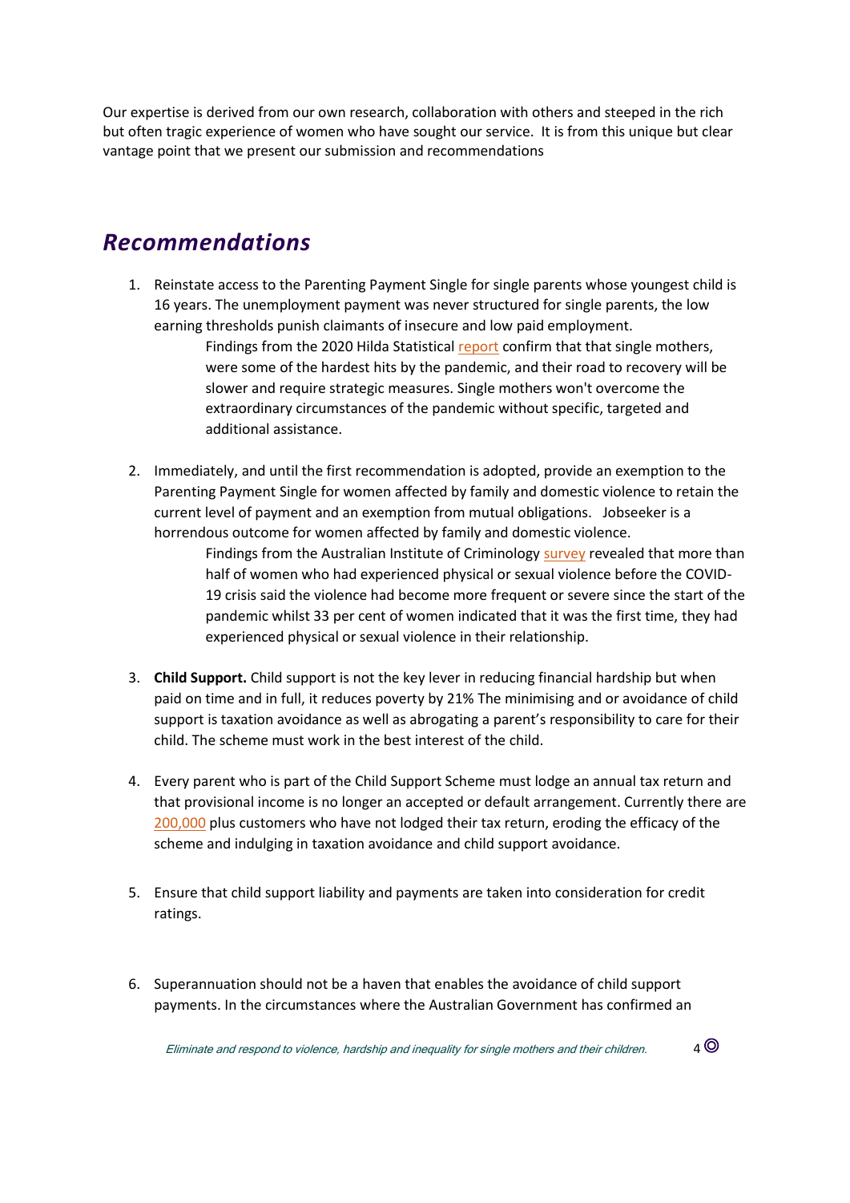Our expertise is derived from our own research, collaboration with others and steeped in the rich but often tragic experience of women who have sought our service. It is from this unique but clear vantage point that we present our submission and recommendations

## *Recommendations*

1. Reinstate access to the Parenting Payment Single for single parents whose youngest child is 16 years. The unemployment payment was never structured for single parents, the low earning thresholds punish claimants of insecure and low paid employment.

   Findings from the 2020 Hilda Statistical report confirm that that single mothers, were some of the hardest hits by the pandemic, and their road to recovery will be slower and require strategic measures. Single mothers won't overcome the extraordinary circumstances of the pandemic without specific, targeted and additional assistance.

2. Immediately, and until the first recommendation is adopted, provide an exemption to the Parenting Payment Single for women affected by family and domestic violence to retain the current level of payment and an exemption from mutual obligations. Jobseeker is a horrendous outcome for women affected by family and domestic violence.

   Findings from the Australian Institute of Criminology survey revealed that more than half of women who had experienced physical or sexual violence before the COVID-19 crisis said the violence had become more frequent or severe since the start of the pandemic whilst 33 per cent of women indicated that it was the first time, they had experienced physical or sexual violence in their relationship.

3. **Child Support.** Child support is not the key lever in reducing financial hardship but when paid on time and in full, it reduces poverty by 21% The minimising and or avoidance of child support is taxation avoidance as well as abrogating a parent's responsibility to care for their child. The scheme must work in the best interest of the child.

4. Every parent who is part of the Child Support Scheme must lodge an annual tax return and that provisional income is no longer an accepted or default arrangement. Currently there are 200,000 plus customers who have not lodged their tax return, eroding the efficacy of the scheme and indulging in taxation avoidance and child support avoidance.

5. Ensure that child support liability and payments are taken into consideration for credit ratings.

6. Superannuation should not be a haven that enables the avoidance of child support payments. In the circumstances where the Australian Government has confirmed an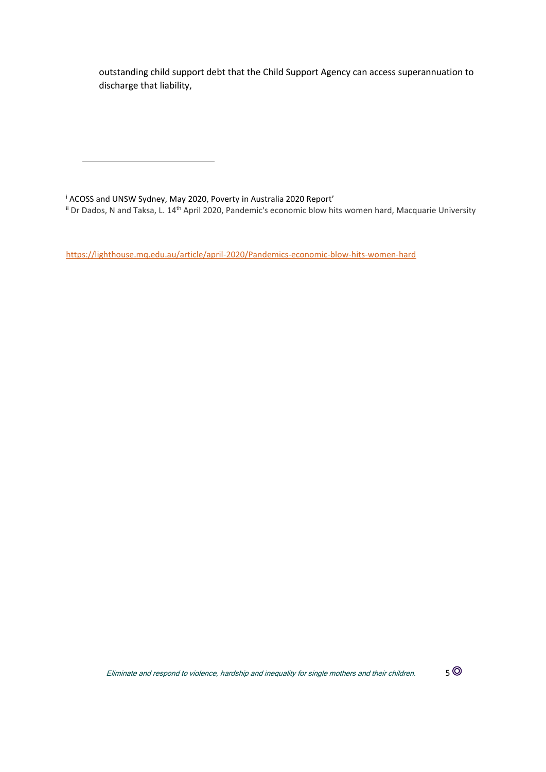outstanding child support debt that the Child Support Agency can access superannuation to discharge that liability,

---

[i] ACOSS and UNSW Sydney, May 2020, Poverty in Australia 2020 Report'

[ii] Dr Dados, N and Taksa, L. 14th April 2020, Pandemic's economic blow hits women hard, Macquarie University

https://lighthouse.mq.edu.au/article/april-2020/Pandemics-economic-blow-hits-women-hard